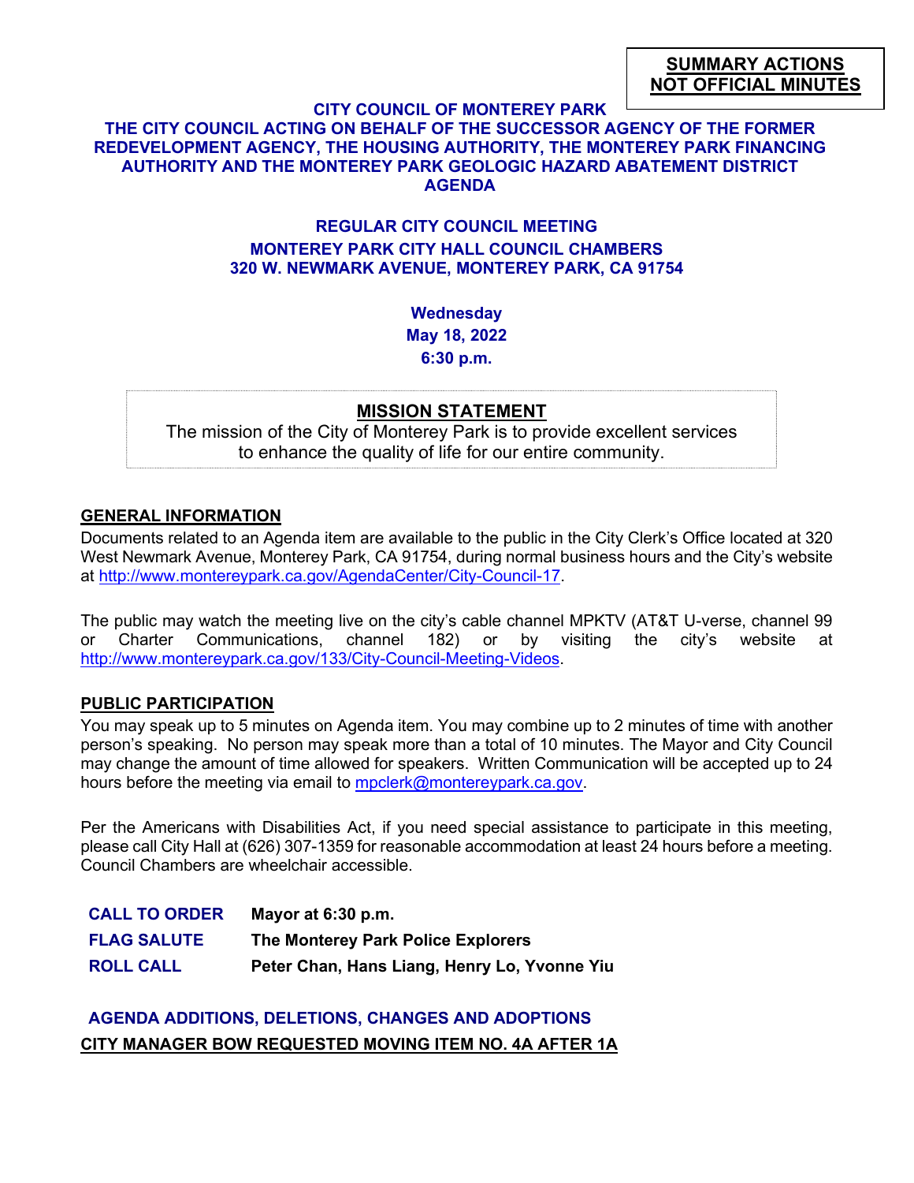**SUMMARY ACTIONS**
**NOT OFFICIAL MINUTES**

# CITY COUNCIL OF MONTEREY PARK
## THE CITY COUNCIL ACTING ON BEHALF OF THE SUCCESSOR AGENCY OF THE FORMER REDEVELOPMENT AGENCY, THE HOUSING AUTHORITY, THE MONTEREY PARK FINANCING AUTHORITY AND THE MONTEREY PARK GEOLOGIC HAZARD ABATEMENT DISTRICT AGENDA

**REGULAR CITY COUNCIL MEETING**
**MONTEREY PARK CITY HALL COUNCIL CHAMBERS**
**320 W. NEWMARK AVENUE, MONTEREY PARK, CA 91754**

**Wednesday**
**May 18, 2022**
**6:30 p.m.**

**MISSION STATEMENT**

The mission of the City of Monterey Park is to provide excellent services to enhance the quality of life for our entire community.

## GENERAL INFORMATION

Documents related to an Agenda item are available to the public in the City Clerk's Office located at 320 West Newmark Avenue, Monterey Park, CA 91754, during normal business hours and the City's website at http://www.montereypark.ca.gov/AgendaCenter/City-Council-17.

The public may watch the meeting live on the city's cable channel MPKTV (AT&T U-verse, channel 99 or Charter Communications, channel 182) or by visiting the city's website at http://www.montereypark.ca.gov/133/City-Council-Meeting-Videos.

## PUBLIC PARTICIPATION

You may speak up to 5 minutes on Agenda item. You may combine up to 2 minutes of time with another person's speaking. No person may speak more than a total of 10 minutes. The Mayor and City Council may change the amount of time allowed for speakers. Written Communication will be accepted up to 24 hours before the meeting via email to mpclerk@montereypark.ca.gov.

Per the Americans with Disabilities Act, if you need special assistance to participate in this meeting, please call City Hall at (626) 307-1359 for reasonable accommodation at least 24 hours before a meeting. Council Chambers are wheelchair accessible.

**CALL TO ORDER** **Mayor at 6:30 p.m.**

**FLAG SALUTE** **The Monterey Park Police Explorers**

**ROLL CALL** **Peter Chan, Hans Liang, Henry Lo, Yvonne Yiu**

## AGENDA ADDITIONS, DELETIONS, CHANGES AND ADOPTIONS

**CITY MANAGER BOW REQUESTED MOVING ITEM NO. 4A AFTER 1A**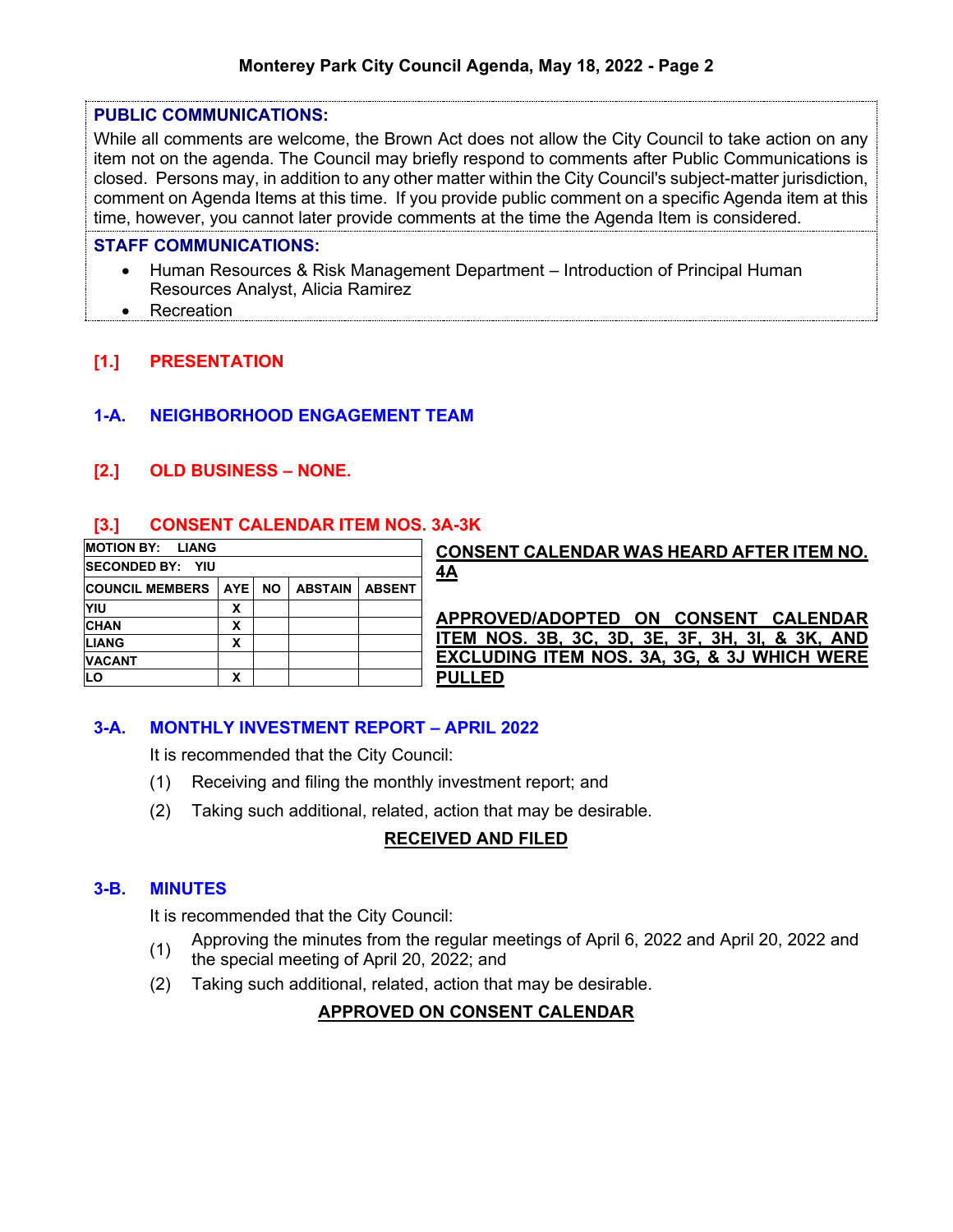**PUBLIC COMMUNICATIONS:**

While all comments are welcome, the Brown Act does not allow the City Council to take action on any item not on the agenda. The Council may briefly respond to comments after Public Communications is closed. Persons may, in addition to any other matter within the City Council's subject-matter jurisdiction, comment on Agenda Items at this time. If you provide public comment on a specific Agenda item at this time, however, you cannot later provide comments at the time the Agenda Item is considered.

**STAFF COMMUNICATIONS:**

- Human Resources & Risk Management Department – Introduction of Principal Human Resources Analyst, Alicia Ramirez
- Recreation

## [1.] PRESENTATION

### 1-A. NEIGHBORHOOD ENGAGEMENT TEAM

## [2.] OLD BUSINESS – NONE.

## [3.] CONSENT CALENDAR ITEM NOS. 3A-3K

| MOTION BY: LIANG | | | | |
|---|---|---|---|---|
| SECONDED BY: YIU | | | | |
| COUNCIL MEMBERS | AYE | NO | ABSTAIN | ABSENT |
| YIU | X | | | |
| CHAN | X | | | |
| LIANG | X | | | |
| VACANT | | | | |
| LO | X | | | |

**CONSENT CALENDAR WAS HEARD AFTER ITEM NO. 4A**

**APPROVED/ADOPTED ON CONSENT CALENDAR ITEM NOS. 3B, 3C, 3D, 3E, 3F, 3H, 3I, & 3K, AND EXCLUDING ITEM NOS. 3A, 3G, & 3J WHICH WERE PULLED**

### 3-A. MONTHLY INVESTMENT REPORT – APRIL 2022

It is recommended that the City Council:

(1) Receiving and filing the monthly investment report; and

(2) Taking such additional, related, action that may be desirable.

**RECEIVED AND FILED**

### 3-B. MINUTES

It is recommended that the City Council:

(1) Approving the minutes from the regular meetings of April 6, 2022 and April 20, 2022 and the special meeting of April 20, 2022; and

(2) Taking such additional, related, action that may be desirable.

**APPROVED ON CONSENT CALENDAR**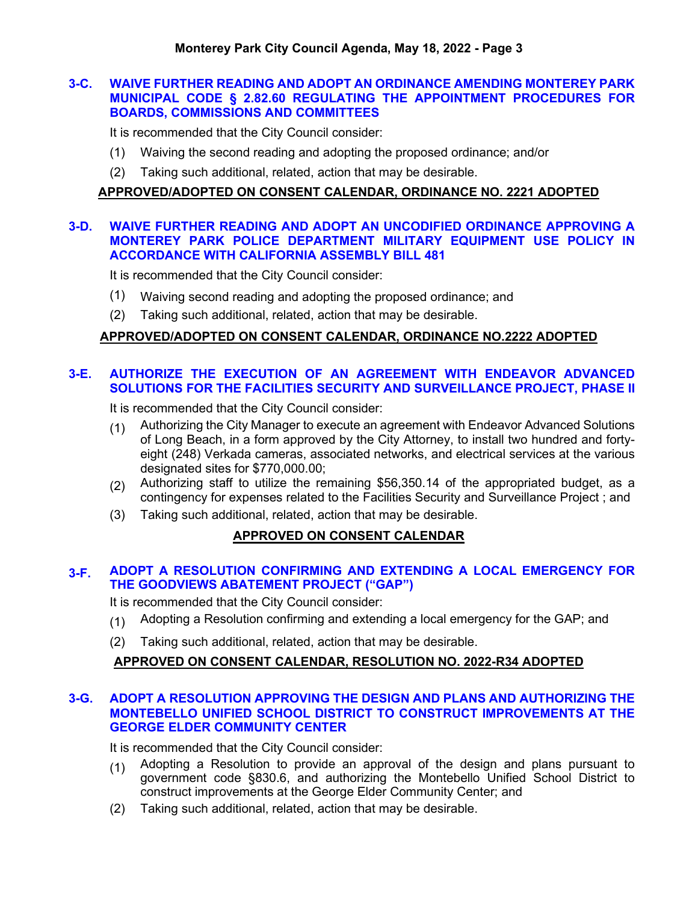### 3-C. WAIVE FURTHER READING AND ADOPT AN ORDINANCE AMENDING MONTEREY PARK MUNICIPAL CODE § 2.82.60 REGULATING THE APPOINTMENT PROCEDURES FOR BOARDS, COMMISSIONS AND COMMITTEES

It is recommended that the City Council consider:

(1) Waiving the second reading and adopting the proposed ordinance; and/or

(2) Taking such additional, related, action that may be desirable.

**APPROVED/ADOPTED ON CONSENT CALENDAR, ORDINANCE NO. 2221 ADOPTED**

### 3-D. WAIVE FURTHER READING AND ADOPT AN UNCODIFIED ORDINANCE APPROVING A MONTEREY PARK POLICE DEPARTMENT MILITARY EQUIPMENT USE POLICY IN ACCORDANCE WITH CALIFORNIA ASSEMBLY BILL 481

It is recommended that the City Council consider:

(1) Waiving second reading and adopting the proposed ordinance; and

(2) Taking such additional, related, action that may be desirable.

**APPROVED/ADOPTED ON CONSENT CALENDAR, ORDINANCE NO.2222 ADOPTED**

### 3-E. AUTHORIZE THE EXECUTION OF AN AGREEMENT WITH ENDEAVOR ADVANCED SOLUTIONS FOR THE FACILITIES SECURITY AND SURVEILLANCE PROJECT, PHASE II

It is recommended that the City Council consider:

(1) Authorizing the City Manager to execute an agreement with Endeavor Advanced Solutions of Long Beach, in a form approved by the City Attorney, to install two hundred and forty-eight (248) Verkada cameras, associated networks, and electrical services at the various designated sites for $770,000.00;

(2) Authorizing staff to utilize the remaining $56,350.14 of the appropriated budget, as a contingency for expenses related to the Facilities Security and Surveillance Project ; and

(3) Taking such additional, related, action that may be desirable.

**APPROVED ON CONSENT CALENDAR**

### 3-F. ADOPT A RESOLUTION CONFIRMING AND EXTENDING A LOCAL EMERGENCY FOR THE GOODVIEWS ABATEMENT PROJECT ("GAP")

It is recommended that the City Council consider:

(1) Adopting a Resolution confirming and extending a local emergency for the GAP; and

(2) Taking such additional, related, action that may be desirable.

**APPROVED ON CONSENT CALENDAR, RESOLUTION NO. 2022-R34 ADOPTED**

### 3-G. ADOPT A RESOLUTION APPROVING THE DESIGN AND PLANS AND AUTHORIZING THE MONTEBELLO UNIFIED SCHOOL DISTRICT TO CONSTRUCT IMPROVEMENTS AT THE GEORGE ELDER COMMUNITY CENTER

It is recommended that the City Council consider:

(1) Adopting a Resolution to provide an approval of the design and plans pursuant to government code §830.6, and authorizing the Montebello Unified School District to construct improvements at the George Elder Community Center; and

(2) Taking such additional, related, action that may be desirable.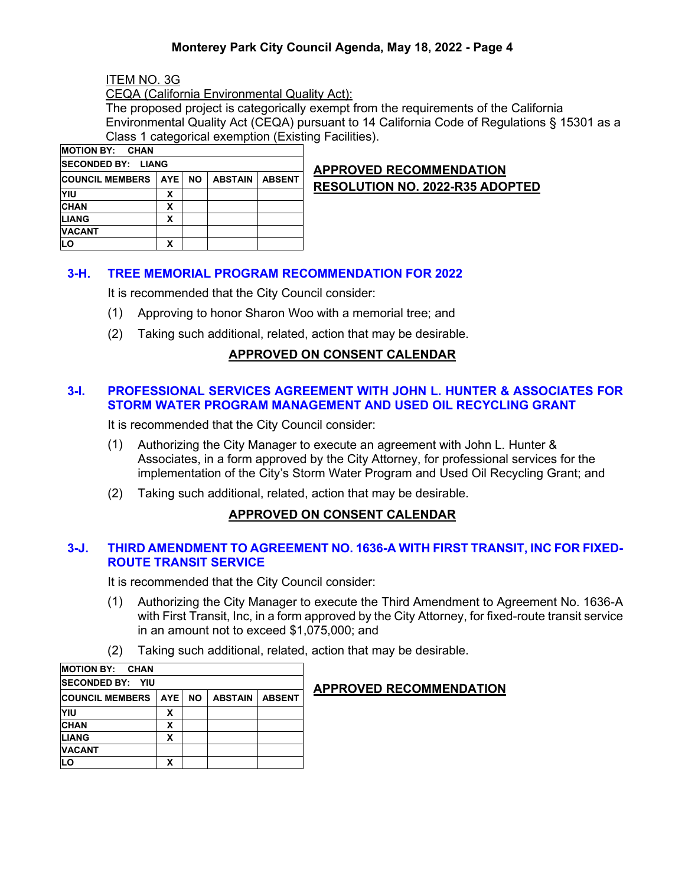ITEM NO. 3G

CEQA (California Environmental Quality Act):

The proposed project is categorically exempt from the requirements of the California Environmental Quality Act (CEQA) pursuant to 14 California Code of Regulations § 15301 as a Class 1 categorical exemption (Existing Facilities).

| MOTION BY: CHAN | | | | |
|---|---|---|---|---|
| SECONDED BY: LIANG | | | | |
| COUNCIL MEMBERS | AYE | NO | ABSTAIN | ABSENT |
| YIU | X | | | |
| CHAN | X | | | |
| LIANG | X | | | |
| VACANT | | | | |
| LO | X | | | |

**APPROVED RECOMMENDATION**
**RESOLUTION NO. 2022-R35 ADOPTED**

## 3-H. TREE MEMORIAL PROGRAM RECOMMENDATION FOR 2022

It is recommended that the City Council consider:

(1) Approving to honor Sharon Woo with a memorial tree; and

(2) Taking such additional, related, action that may be desirable.

**APPROVED ON CONSENT CALENDAR**

## 3-I. PROFESSIONAL SERVICES AGREEMENT WITH JOHN L. HUNTER & ASSOCIATES FOR STORM WATER PROGRAM MANAGEMENT AND USED OIL RECYCLING GRANT

It is recommended that the City Council consider:

(1) Authorizing the City Manager to execute an agreement with John L. Hunter & Associates, in a form approved by the City Attorney, for professional services for the implementation of the City's Storm Water Program and Used Oil Recycling Grant; and

(2) Taking such additional, related, action that may be desirable.

**APPROVED ON CONSENT CALENDAR**

## 3-J. THIRD AMENDMENT TO AGREEMENT NO. 1636-A WITH FIRST TRANSIT, INC FOR FIXED-ROUTE TRANSIT SERVICE

It is recommended that the City Council consider:

(1) Authorizing the City Manager to execute the Third Amendment to Agreement No. 1636-A with First Transit, Inc, in a form approved by the City Attorney, for fixed-route transit service in an amount not to exceed $1,075,000; and

(2) Taking such additional, related, action that may be desirable.

| MOTION BY: CHAN | | | | |
|---|---|---|---|---|
| SECONDED BY: YIU | | | | |
| COUNCIL MEMBERS | AYE | NO | ABSTAIN | ABSENT |
| YIU | X | | | |
| CHAN | X | | | |
| LIANG | X | | | |
| VACANT | | | | |
| LO | X | | | |

**APPROVED RECOMMENDATION**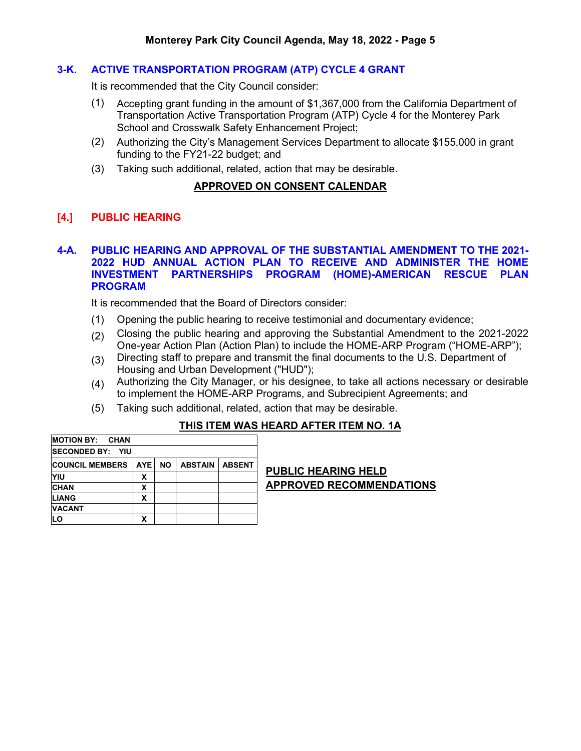### 3-K. ACTIVE TRANSPORTATION PROGRAM (ATP) CYCLE 4 GRANT

It is recommended that the City Council consider:

(1) Accepting grant funding in the amount of $1,367,000 from the California Department of Transportation Active Transportation Program (ATP) Cycle 4 for the Monterey Park School and Crosswalk Safety Enhancement Project;

(2) Authorizing the City's Management Services Department to allocate $155,000 in grant funding to the FY21-22 budget; and

(3) Taking such additional, related, action that may be desirable.

**APPROVED ON CONSENT CALENDAR**

## [4.] PUBLIC HEARING

### 4-A. PUBLIC HEARING AND APPROVAL OF THE SUBSTANTIAL AMENDMENT TO THE 2021-2022 HUD ANNUAL ACTION PLAN TO RECEIVE AND ADMINISTER THE HOME INVESTMENT PARTNERSHIPS PROGRAM (HOME)-AMERICAN RESCUE PLAN PROGRAM

It is recommended that the Board of Directors consider:

(1) Opening the public hearing to receive testimonial and documentary evidence;

(2) Closing the public hearing and approving the Substantial Amendment to the 2021-2022 One-year Action Plan (Action Plan) to include the HOME-ARP Program ("HOME-ARP");

(3) Directing staff to prepare and transmit the final documents to the U.S. Department of Housing and Urban Development ("HUD");

(4) Authorizing the City Manager, or his designee, to take all actions necessary or desirable to implement the HOME-ARP Programs, and Subrecipient Agreements; and

(5) Taking such additional, related, action that may be desirable.

**THIS ITEM WAS HEARD AFTER ITEM NO. 1A**

MOTION BY: CHAN

SECONDED BY: YIU

| COUNCIL MEMBERS | AYE | NO | ABSTAIN | ABSENT |
|---|---|---|---|---|
| YIU | X | | | |
| CHAN | X | | | |
| LIANG | X | | | |
| VACANT | | | | |
| LO | X | | | |

**PUBLIC HEARING HELD**
**APPROVED RECOMMENDATIONS**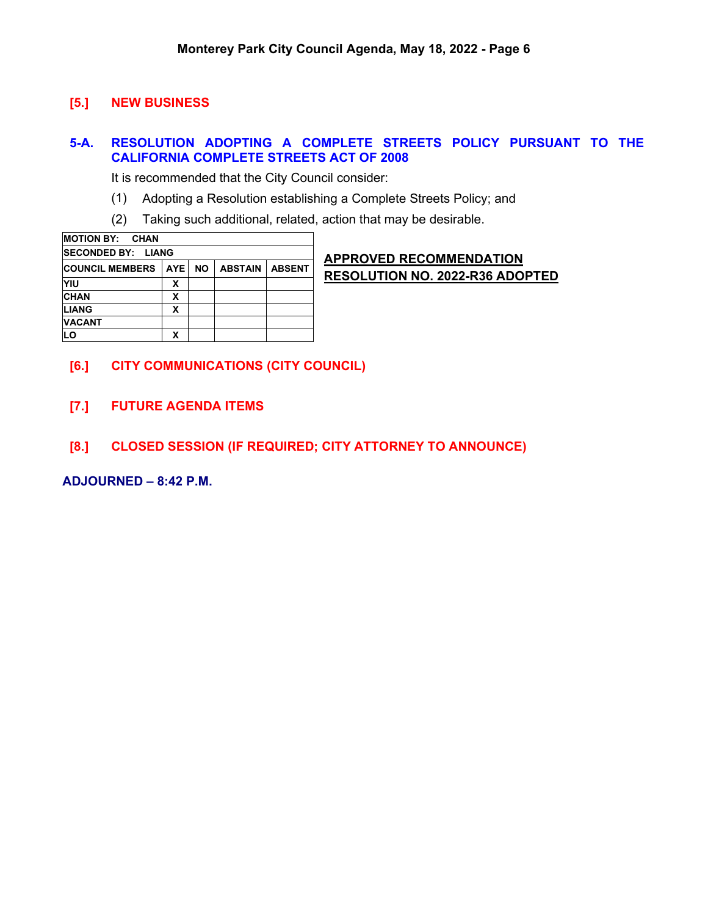## [5.] NEW BUSINESS

### 5-A. RESOLUTION ADOPTING A COMPLETE STREETS POLICY PURSUANT TO THE CALIFORNIA COMPLETE STREETS ACT OF 2008

It is recommended that the City Council consider:

(1) Adopting a Resolution establishing a Complete Streets Policy; and

(2) Taking such additional, related, action that may be desirable.

| MOTION BY: CHAN | | | | |
|---|---|---|---|---|
| SECONDED BY: LIANG | | | | |
| COUNCIL MEMBERS | AYE | NO | ABSTAIN | ABSENT |
| YIU | X | | | |
| CHAN | X | | | |
| LIANG | X | | | |
| VACANT | | | | |
| LO | X | | | |

**APPROVED RECOMMENDATION**
**RESOLUTION NO. 2022-R36 ADOPTED**

## [6.] CITY COMMUNICATIONS (CITY COUNCIL)

## [7.] FUTURE AGENDA ITEMS

## [8.] CLOSED SESSION (IF REQUIRED; CITY ATTORNEY TO ANNOUNCE)

**ADJOURNED – 8:42 P.M.**